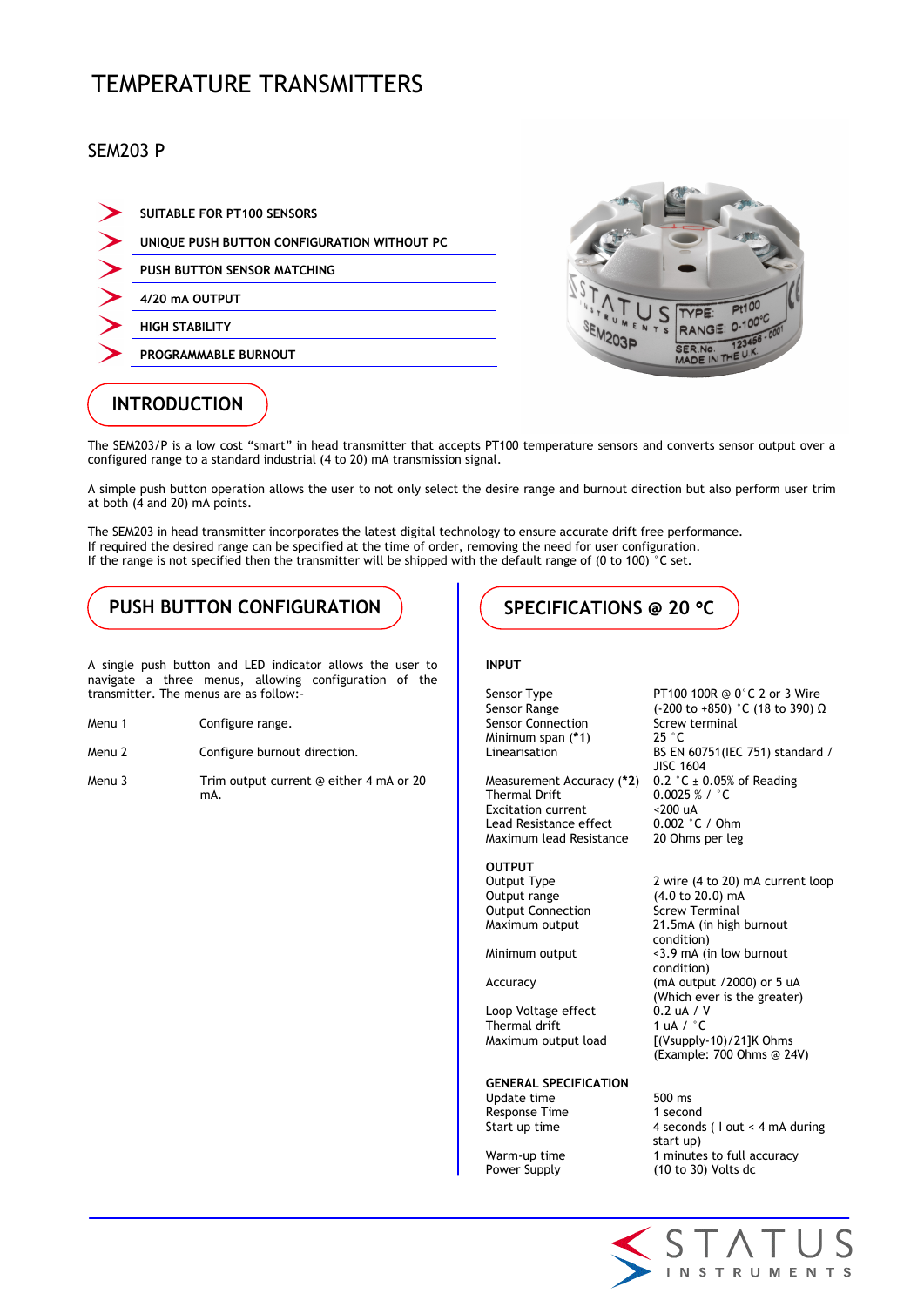# TEMPERATURE TRANSMITTERS

## SEM203 P

- SUITABLE FOR PT100 SENSORS
- UNIQUE PUSH BUTTON CONFIGURATION WITHOUT PC
- PUSH BUTTON SENSOR MATCHING
- 4/20 mA OUTPUT
- HIGH STABILITY
- PROGRAMMABLE BURNOUT

## INTRODUCTION

The SEM203/P is a low cost “smart” in head transmitter that accepts PT100 temperature sensors and converts sensor output over a configured range to a standard industrial (4 to 20) mA transmission signal.

A simple push button operation allows the user to not only select the desire range and burnout direction but also perform user trim at both (4 and 20) mA points.

The SEM203 in head transmitter incorporates the latest digital technology to ensure accurate drift free performance.
If required the desired range can be specified at the time of order, removing the need for user configuration.
If the range is not specified then the transmitter will be shipped with the default range of (0 to 100) °C set.

## PUSH BUTTON CONFIGURATION

A single push button and LED indicator allows the user to navigate a three menus, allowing configuration of the transmitter. The menus are as follow:-

| | |
|---|---|
| Menu 1 | Configure range. |
| Menu 2 | Configure burnout direction. |
| Menu 3 | Trim output current @ either 4 mA or 20 mA. |

## SPECIFICATIONS @ 20 °C

**INPUT**

| | |
|---|---|
| Sensor Type | PT100 100R @ 0°C 2 or 3 Wire |
| Sensor Range | (-200 to +850) °C (18 to 390) Ω |
| Sensor Connection | Screw terminal |
| Minimum span (*1) | 25 °C |
| Linearisation | BS EN 60751(IEC 751) standard / JISC 1604 |
| Measurement Accuracy (*2) | 0.2 °C ± 0.05% of Reading |
| Thermal Drift | 0.0025 % / °C |
| Excitation current | <200 uA |
| Lead Resistance effect | 0.002 °C / Ohm |
| Maximum lead Resistance | 20 Ohms per leg |

**OUTPUT**

| | |
|---|---|
| Output Type | 2 wire (4 to 20) mA current loop |
| Output range | (4.0 to 20.0) mA |
| Output Connection | Screw Terminal |
| Maximum output | 21.5mA (in high burnout condition) |
| Minimum output | <3.9 mA (in low burnout condition) |
| Accuracy | (mA output /2000) or 5 uA (Which ever is the greater) |
| Loop Voltage effect | 0.2 uA / V |
| Thermal drift | 1 uA / °C |
| Maximum output load | [(Vsupply-10)/21]K Ohms (Example: 700 Ohms @ 24V) |

**GENERAL SPECIFICATION**

| | |
|---|---|
| Update time | 500 ms |
| Response Time | 1 second |
| Start up time | 4 seconds ( I out < 4 mA during start up) |
| Warm-up time | 1 minutes to full accuracy |
| Power Supply | (10 to 30) Volts dc |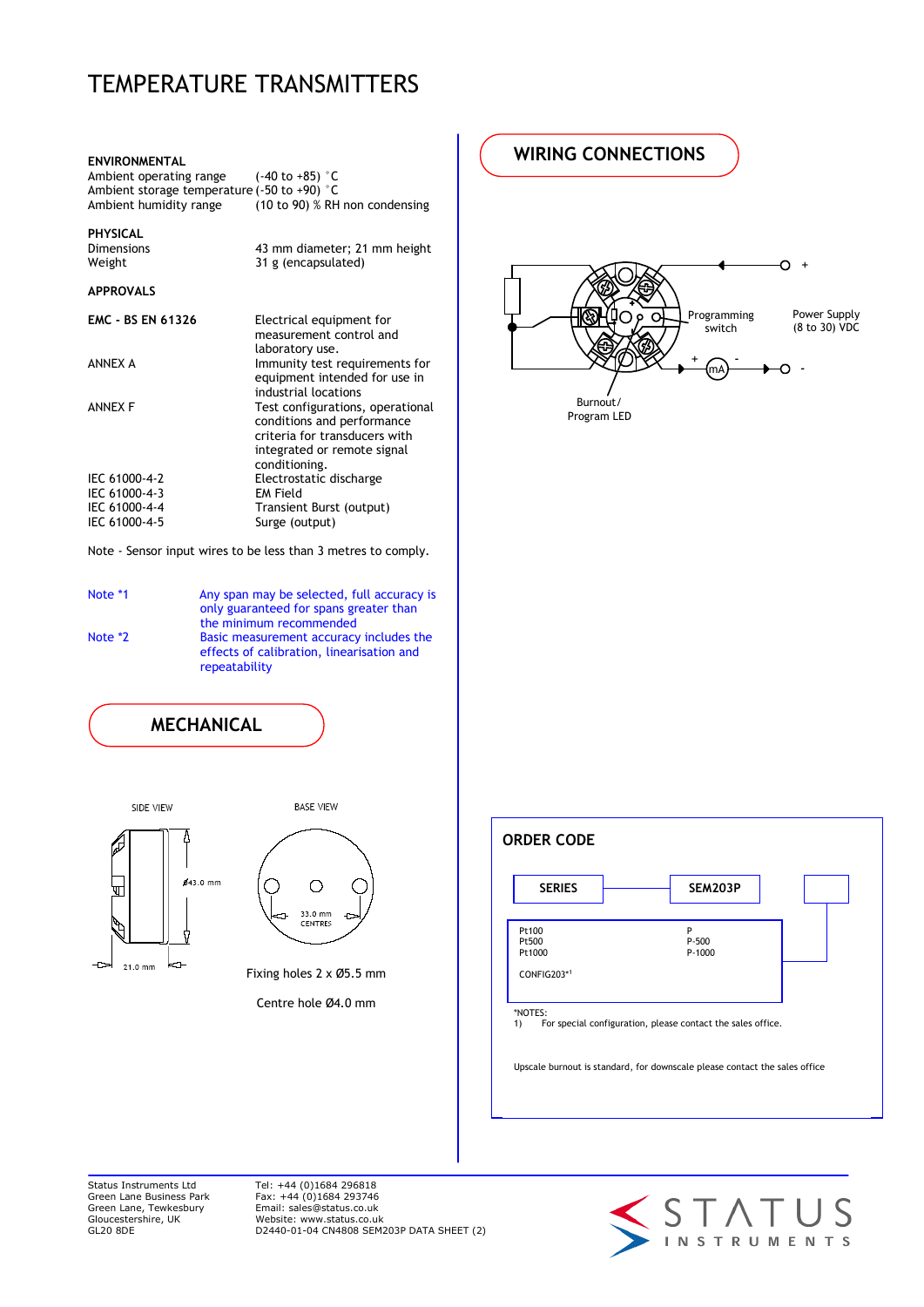# TEMPERATURE TRANSMITTERS

**ENVIRONMENTAL**

| | |
|---|---|
| Ambient operating range | (-40 to +85) °C |
| Ambient storage temperature | (-50 to +90) °C |
| Ambient humidity range | (10 to 90) % RH non condensing |

**PHYSICAL**

| | |
|---|---|
| Dimensions | 43 mm diameter; 21 mm height |
| Weight | 31 g (encapsulated) |

**APPROVALS**

| | |
|---|---|
| **EMC - BS EN 61326** | Electrical equipment for measurement control and laboratory use. |
| ANNEX A | Immunity test requirements for equipment intended for use in industrial locations |
| ANNEX F | Test configurations, operational conditions and performance criteria for transducers with integrated or remote signal conditioning. |
| IEC 61000-4-2 | Electrostatic discharge |
| IEC 61000-4-3 | EM Field |
| IEC 61000-4-4 | Transient Burst (output) |
| IEC 61000-4-5 | Surge (output) |

Note - Sensor input wires to be less than 3 metres to comply.

Note *1 Any span may be selected, full accuracy is only guaranteed for spans greater than the minimum recommended

Note *2 Basic measurement accuracy includes the effects of calibration, linearisation and repeatability

## MECHANICAL

SIDE VIEW

Ø43.0 mm

21.0 mm

BASE VIEW

33.0 mm CENTRES

Fixing holes 2 x Ø5.5 mm

Centre hole Ø4.0 mm

## WIRING CONNECTIONS

Programming switch

Power Supply (8 to 30) VDC

\+

\-

mA

Burnout/ Program LED

## ORDER CODE

SERIES — SEM203P

| SERIES | SEM203P |
|---|---|
| Pt100 | P |
| Pt500 | P-500 |
| Pt1000 | P-1000 |
| CONFIG203*1 | |

*NOTES:
1) For special configuration, please contact the sales office.

Upscale burnout is standard, for downscale please contact the sales office

Status Instruments Ltd
Green Lane Business Park
Green Lane, Tewkesbury
Gloucestershire, UK
GL20 8DE

Tel: +44 (0)1684 296818
Fax: +44 (0)1684 293746
Email: sales@status.co.uk
Website: www.status.co.uk
D2440-01-04 CN4808 SEM203P DATA SHEET (2)

STATUS INSTRUMENTS